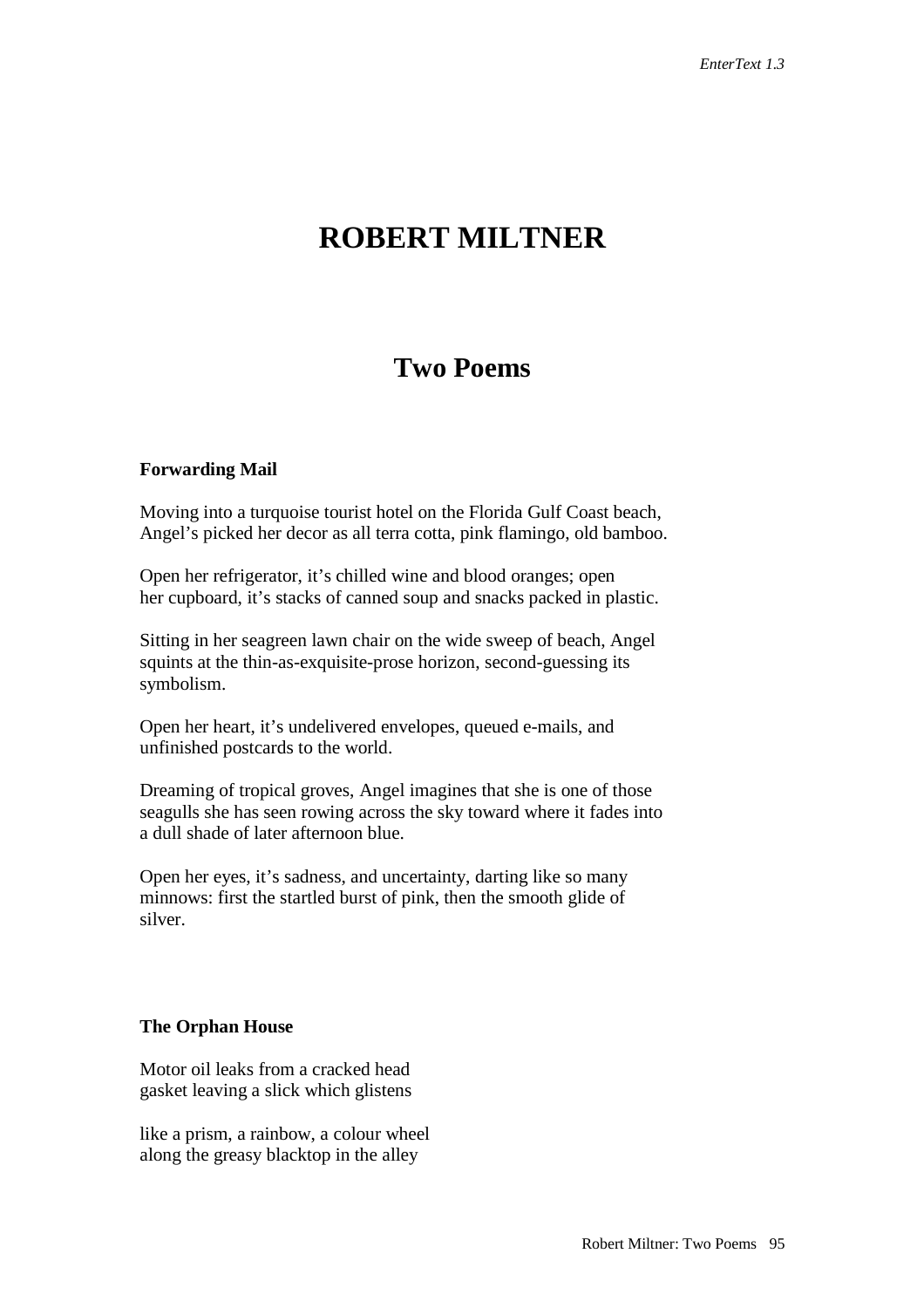# ROBERT MILTNER

## Two Poems

**Forwarding Mail**

Moving into a turquoise tourist hotel on the Florida Gulf Coast beach,
Angel's picked her decor as all terra cotta, pink flamingo, old bamboo.

Open her refrigerator, it's chilled wine and blood oranges; open
her cupboard, it's stacks of canned soup and snacks packed in plastic.

Sitting in her seagreen lawn chair on the wide sweep of beach, Angel
squints at the thin-as-exquisite-prose horizon, second-guessing its
symbolism.

Open her heart, it's undelivered envelopes, queued e-mails, and
unfinished postcards to the world.

Dreaming of tropical groves, Angel imagines that she is one of those
seagulls she has seen rowing across the sky toward where it fades into
a dull shade of later afternoon blue.

Open her eyes, it's sadness, and uncertainty, darting like so many
minnows: first the startled burst of pink, then the smooth glide of
silver.

**The Orphan House**

Motor oil leaks from a cracked head
gasket leaving a slick which glistens

like a prism, a rainbow, a colour wheel
along the greasy blacktop in the alley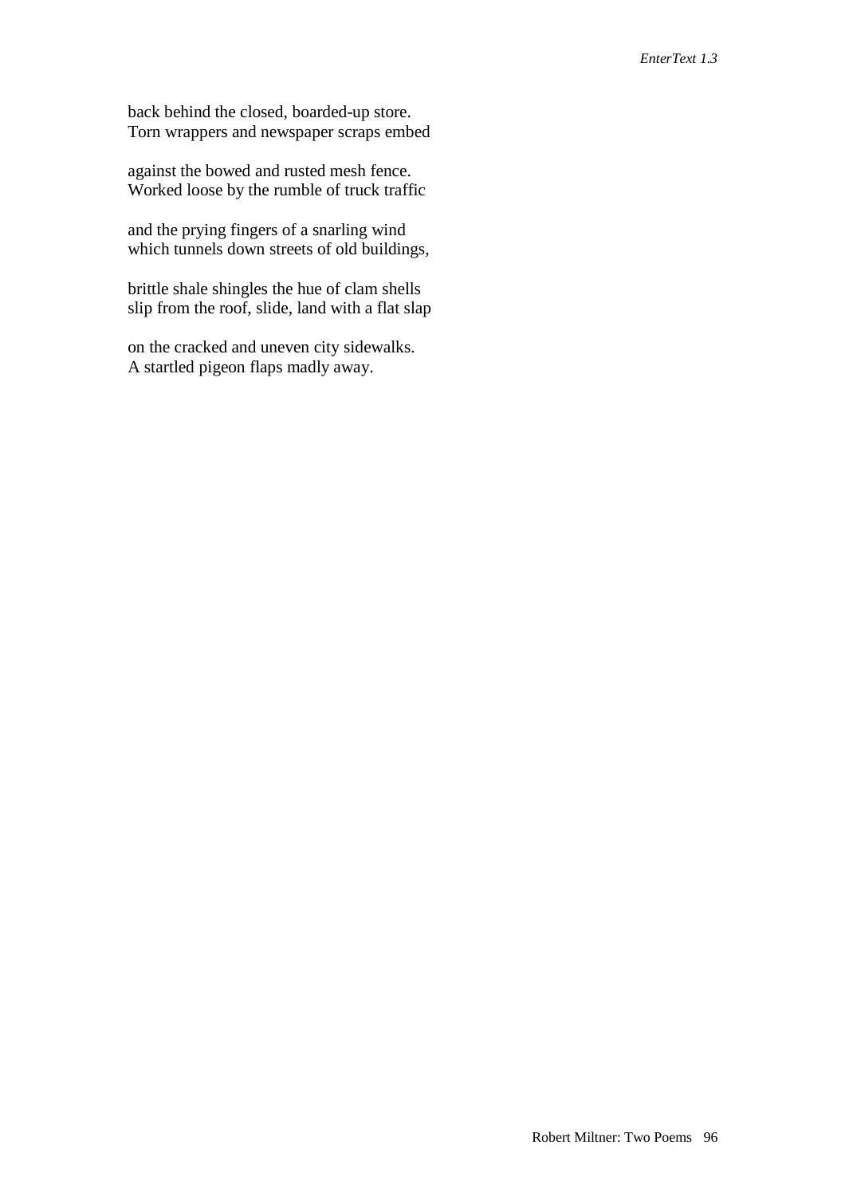back behind the closed, boarded-up store.
Torn wrappers and newspaper scraps embed

against the bowed and rusted mesh fence.
Worked loose by the rumble of truck traffic

and the prying fingers of a snarling wind
which tunnels down streets of old buildings,

brittle shale shingles the hue of clam shells
slip from the roof, slide, land with a flat slap

on the cracked and uneven city sidewalks.
A startled pigeon flaps madly away.